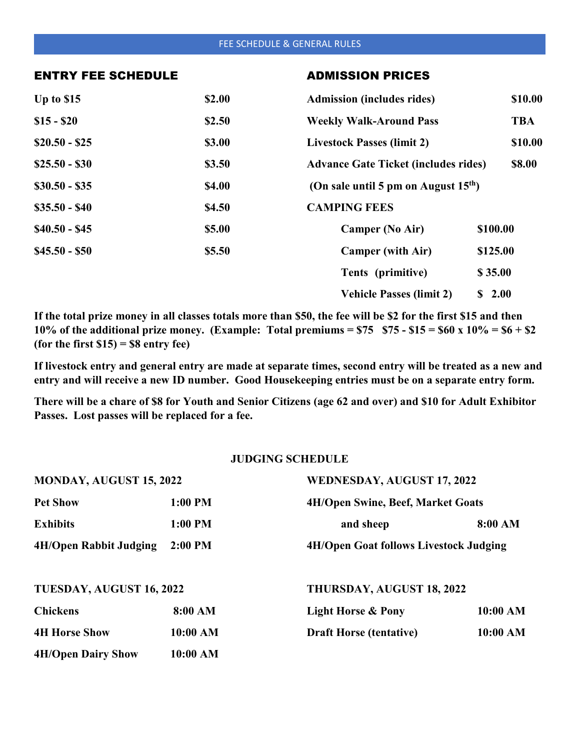# FEE SCHEDULE & GENERAL RULES

## ENTRY FEE SCHEDULE

| Prize Money | Fee |
|---|---|
| Up to $15 | $2.00 |
| $15 - $20 | $2.50 |
| $20.50 - $25 | $3.00 |
| $25.50 - $30 | $3.50 |
| $30.50 - $35 | $4.00 |
| $35.50 - $40 | $4.50 |
| $40.50 - $45 | $5.00 |
| $45.50 - $50 | $5.50 |

## ADMISSION PRICES

| Item | Price |
|---|---|
| Admission (includes rides) | $10.00 |
| Weekly Walk-Around Pass | TBA |
| Livestock Passes (limit 2) | $10.00 |
| Advance Gate Ticket (includes rides) | $8.00 |

(On sale until 5 pm on August 15th)

**CAMPING FEES**

| Item | Price |
|---|---|
| Camper (No Air) | $100.00 |
| Camper (with Air) | $125.00 |
| Tents (primitive) | $ 35.00 |
| Vehicle Passes (limit 2) | $ 2.00 |

**If the total prize money in all classes totals more than $50, the fee will be $2 for the first $15 and then 10% of the additional prize money. (Example: Total premiums = $75 $75 - $15 = $60 x 10% = $6 + $2 (for the first $15) = $8 entry fee)**

**If livestock entry and general entry are made at separate times, second entry will be treated as a new and entry and will receive a new ID number. Good Housekeeping entries must be on a separate entry form.**

**There will be a chare of $8 for Youth and Senior Citizens (age 62 and over) and $10 for Adult Exhibitor Passes. Lost passes will be replaced for a fee.**

## JUDGING SCHEDULE

**MONDAY, AUGUST 15, 2022**

| Event | Time |
|---|---|
| Pet Show | 1:00 PM |
| Exhibits | 1:00 PM |
| 4H/Open Rabbit Judging | 2:00 PM |

**TUESDAY, AUGUST 16, 2022**

| Event | Time |
|---|---|
| Chickens | 8:00 AM |
| 4H Horse Show | 10:00 AM |
| 4H/Open Dairy Show | 10:00 AM |

**WEDNESDAY, AUGUST 17, 2022**

| Event | Time |
|---|---|
| 4H/Open Swine, Beef, Market Goats and sheep | 8:00 AM |
| 4H/Open Goat follows Livestock Judging | |

**THURSDAY, AUGUST 18, 2022**

| Event | Time |
|---|---|
| Light Horse & Pony | 10:00 AM |
| Draft Horse (tentative) | 10:00 AM |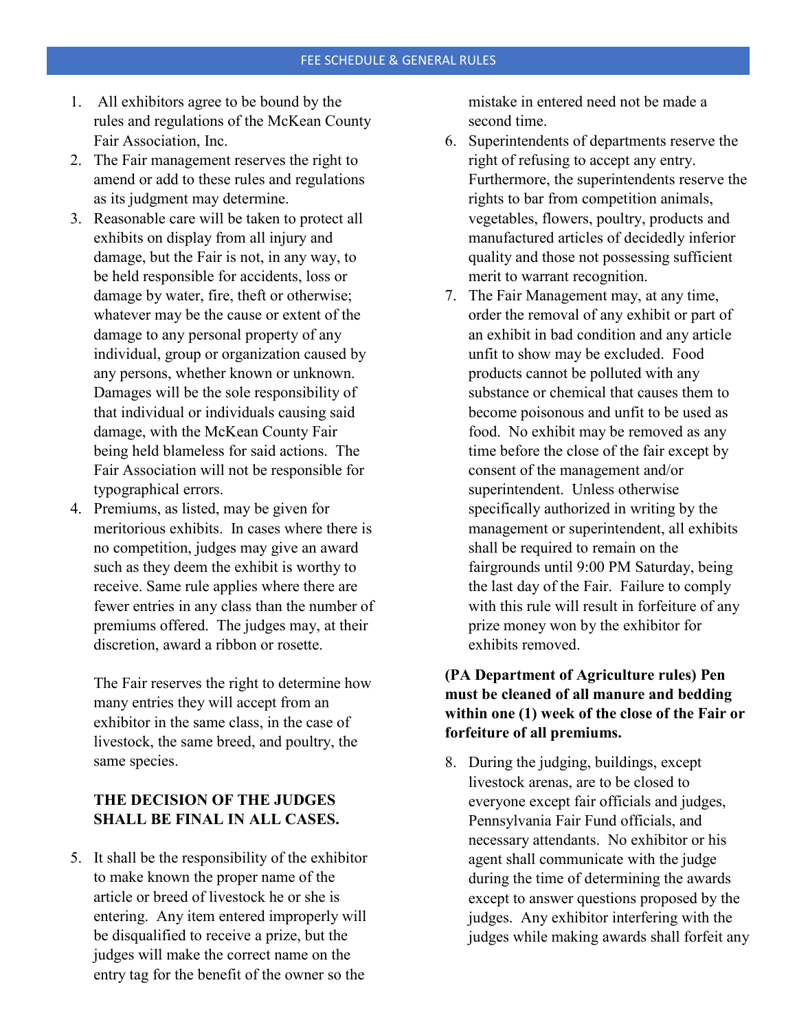## FEE SCHEDULE & GENERAL RULES

1. All exhibitors agree to be bound by the rules and regulations of the McKean County Fair Association, Inc.
2. The Fair management reserves the right to amend or add to these rules and regulations as its judgment may determine.
3. Reasonable care will be taken to protect all exhibits on display from all injury and damage, but the Fair is not, in any way, to be held responsible for accidents, loss or damage by water, fire, theft or otherwise; whatever may be the cause or extent of the damage to any personal property of any individual, group or organization caused by any persons, whether known or unknown. Damages will be the sole responsibility of that individual or individuals causing said damage, with the McKean County Fair being held blameless for said actions. The Fair Association will not be responsible for typographical errors.
4. Premiums, as listed, may be given for meritorious exhibits. In cases where there is no competition, judges may give an award such as they deem the exhibit is worthy to receive. Same rule applies where there are fewer entries in any class than the number of premiums offered. The judges may, at their discretion, award a ribbon or rosette.

   The Fair reserves the right to determine how many entries they will accept from an exhibitor in the same class, in the case of livestock, the same breed, and poultry, the same species.

   **THE DECISION OF THE JUDGES SHALL BE FINAL IN ALL CASES.**

5. It shall be the responsibility of the exhibitor to make known the proper name of the article or breed of livestock he or she is entering. Any item entered improperly will be disqualified to receive a prize, but the judges will make the correct name on the entry tag for the benefit of the owner so the mistake in entered need not be made a second time.
6. Superintendents of departments reserve the right of refusing to accept any entry. Furthermore, the superintendents reserve the rights to bar from competition animals, vegetables, flowers, poultry, products and manufactured articles of decidedly inferior quality and those not possessing sufficient merit to warrant recognition.
7. The Fair Management may, at any time, order the removal of any exhibit or part of an exhibit in bad condition and any article unfit to show may be excluded. Food products cannot be polluted with any substance or chemical that causes them to become poisonous and unfit to be used as food. No exhibit may be removed as any time before the close of the fair except by consent of the management and/or superintendent. Unless otherwise specifically authorized in writing by the management or superintendent, all exhibits shall be required to remain on the fairgrounds until 9:00 PM Saturday, being the last day of the Fair. Failure to comply with this rule will result in forfeiture of any prize money won by the exhibitor for exhibits removed.

**(PA Department of Agriculture rules) Pen must be cleaned of all manure and bedding within one (1) week of the close of the Fair or forfeiture of all premiums.**

8. During the judging, buildings, except livestock arenas, are to be closed to everyone except fair officials and judges, Pennsylvania Fair Fund officials, and necessary attendants. No exhibitor or his agent shall communicate with the judge during the time of determining the awards except to answer questions proposed by the judges. Any exhibitor interfering with the judges while making awards shall forfeit any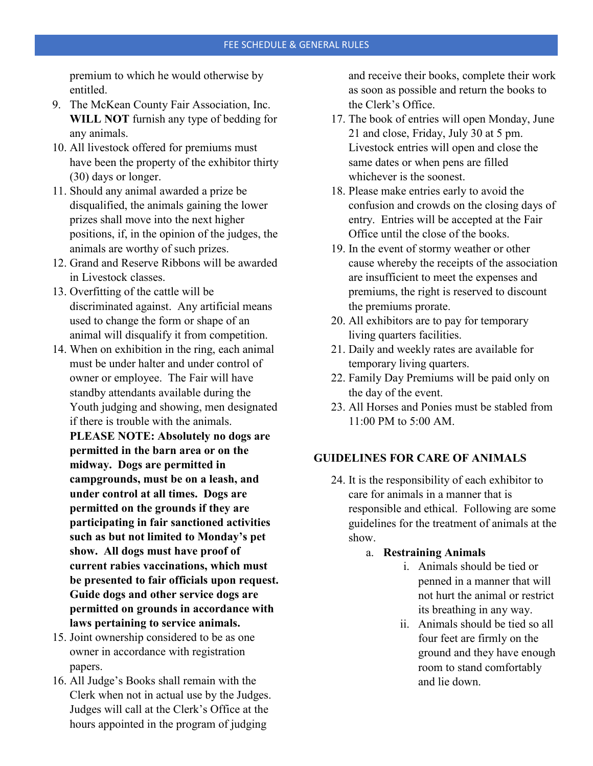premium to which he would otherwise by entitled.

9. The McKean County Fair Association, Inc. **WILL NOT** furnish any type of bedding for any animals.
10. All livestock offered for premiums must have been the property of the exhibitor thirty (30) days or longer.
11. Should any animal awarded a prize be disqualified, the animals gaining the lower prizes shall move into the next higher positions, if, in the opinion of the judges, the animals are worthy of such prizes.
12. Grand and Reserve Ribbons will be awarded in Livestock classes.
13. Overfitting of the cattle will be discriminated against. Any artificial means used to change the form or shape of an animal will disqualify it from competition.
14. When on exhibition in the ring, each animal must be under halter and under control of owner or employee. The Fair will have standby attendants available during the Youth judging and showing, men designated if there is trouble with the animals.
    **PLEASE NOTE: Absolutely no dogs are permitted in the barn area or on the midway. Dogs are permitted in campgrounds, must be on a leash, and under control at all times. Dogs are permitted on the grounds if they are participating in fair sanctioned activities such as but not limited to Monday's pet show. All dogs must have proof of current rabies vaccinations, which must be presented to fair officials upon request. Guide dogs and other service dogs are permitted on grounds in accordance with laws pertaining to service animals.**
15. Joint ownership considered to be as one owner in accordance with registration papers.
16. All Judge's Books shall remain with the Clerk when not in actual use by the Judges. Judges will call at the Clerk's Office at the hours appointed in the program of judging and receive their books, complete their work as soon as possible and return the books to the Clerk's Office.
17. The book of entries will open Monday, June 21 and close, Friday, July 30 at 5 pm. Livestock entries will open and close the same dates or when pens are filled whichever is the soonest.
18. Please make entries early to avoid the confusion and crowds on the closing days of entry. Entries will be accepted at the Fair Office until the close of the books.
19. In the event of stormy weather or other cause whereby the receipts of the association are insufficient to meet the expenses and premiums, the right is reserved to discount the premiums prorate.
20. All exhibitors are to pay for temporary living quarters facilities.
21. Daily and weekly rates are available for temporary living quarters.
22. Family Day Premiums will be paid only on the day of the event.
23. All Horses and Ponies must be stabled from 11:00 PM to 5:00 AM.

## GUIDELINES FOR CARE OF ANIMALS

24. It is the responsibility of each exhibitor to care for animals in a manner that is responsible and ethical. Following are some guidelines for the treatment of animals at the show.
    a. **Restraining Animals**
        i. Animals should be tied or penned in a manner that will not hurt the animal or restrict its breathing in any way.
        ii. Animals should be tied so all four feet are firmly on the ground and they have enough room to stand comfortably and lie down.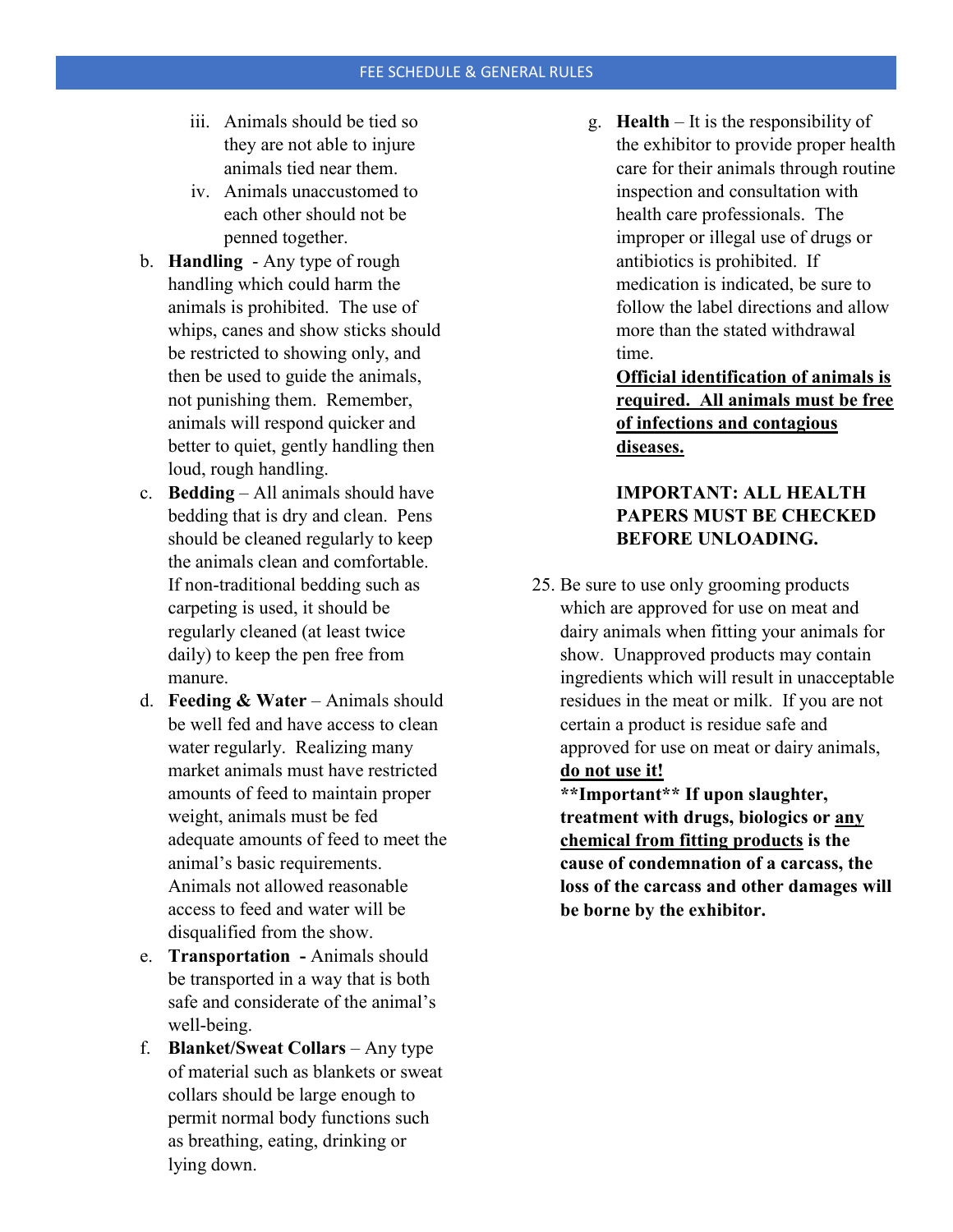iii. Animals should be tied so they are not able to injure animals tied near them.

iv. Animals unaccustomed to each other should not be penned together.

b. **Handling** - Any type of rough handling which could harm the animals is prohibited. The use of whips, canes and show sticks should be restricted to showing only, and then be used to guide the animals, not punishing them. Remember, animals will respond quicker and better to quiet, gently handling then loud, rough handling.

c. **Bedding** – All animals should have bedding that is dry and clean. Pens should be cleaned regularly to keep the animals clean and comfortable. If non-traditional bedding such as carpeting is used, it should be regularly cleaned (at least twice daily) to keep the pen free from manure.

d. **Feeding & Water** – Animals should be well fed and have access to clean water regularly. Realizing many market animals must have restricted amounts of feed to maintain proper weight, animals must be fed adequate amounts of feed to meet the animal's basic requirements. Animals not allowed reasonable access to feed and water will be disqualified from the show.

e. **Transportation** - Animals should be transported in a way that is both safe and considerate of the animal's well-being.

f. **Blanket/Sweat Collars** – Any type of material such as blankets or sweat collars should be large enough to permit normal body functions such as breathing, eating, drinking or lying down.

g. **Health** – It is the responsibility of the exhibitor to provide proper health care for their animals through routine inspection and consultation with health care professionals. The improper or illegal use of drugs or antibiotics is prohibited. If medication is indicated, be sure to follow the label directions and allow more than the stated withdrawal time.

<u>**Official identification of animals is required. All animals must be free of infections and contagious diseases.**</u>

**IMPORTANT: ALL HEALTH PAPERS MUST BE CHECKED BEFORE UNLOADING.**

25. Be sure to use only grooming products which are approved for use on meat and dairy animals when fitting your animals for show. Unapproved products may contain ingredients which will result in unacceptable residues in the meat or milk. If you are not certain a product is residue safe and approved for use on meat or dairy animals, <u>**do not use it!**</u>

**\*\*Important\*\* If upon slaughter, treatment with drugs, biologics or <u>any chemical from fitting products</u> is the cause of condemnation of a carcass, the loss of the carcass and other damages will be borne by the exhibitor.**